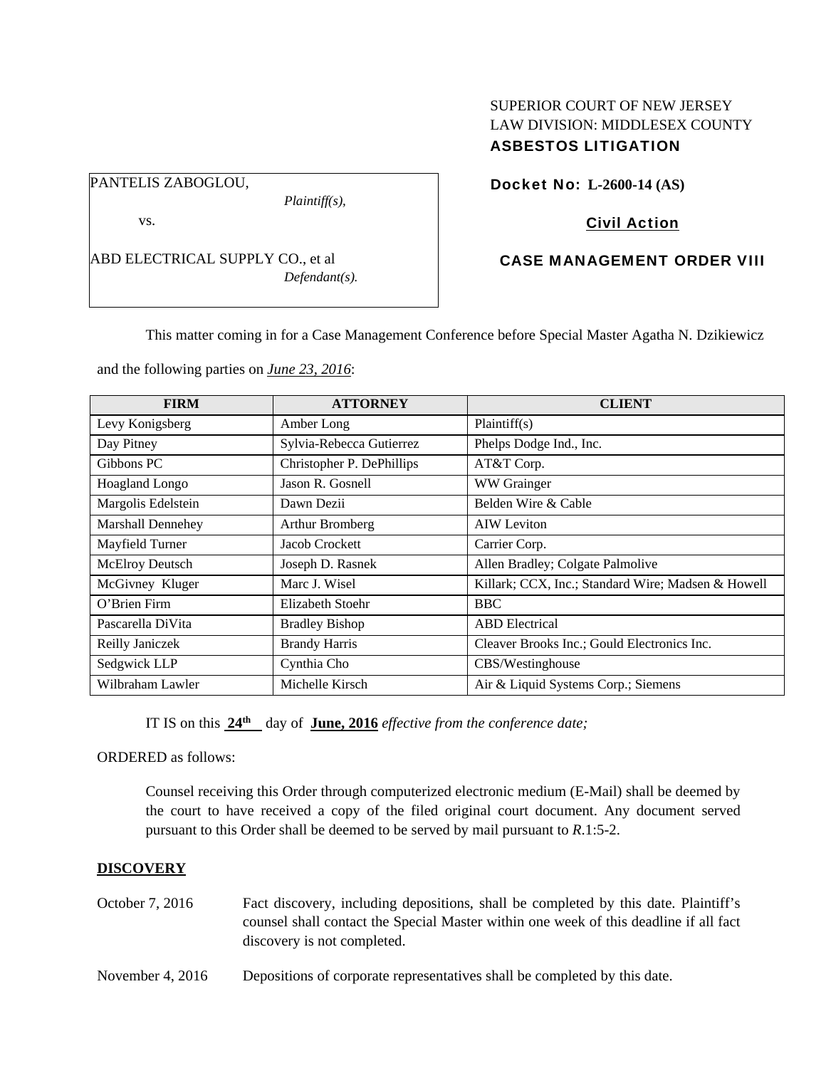SUPERIOR COURT OF NEW JERSEY
LAW DIVISION: MIDDLESEX COUNTY
**ASBESTOS LITIGATION**

PANTELIS ZABOGLOU,
*Plaintiff(s),*

vs.

ABD ELECTRICAL SUPPLY CO., et al
*Defendant(s).*

**Docket No: L-2600-14 (AS)**

**Civil Action**

**CASE MANAGEMENT ORDER VIII**

This matter coming in for a Case Management Conference before Special Master Agatha N. Dzikiewicz and the following parties on *June 23, 2016*:

| FIRM | ATTORNEY | CLIENT |
|---|---|---|
| Levy Konigsberg | Amber Long | Plaintiff(s) |
| Day Pitney | Sylvia-Rebecca Gutierrez | Phelps Dodge Ind., Inc. |
| Gibbons PC | Christopher P. DePhillips | AT&T Corp. |
| Hoagland Longo | Jason R. Gosnell | WW Grainger |
| Margolis Edelstein | Dawn Dezii | Belden Wire & Cable |
| Marshall Dennehey | Arthur Bromberg | AIW Leviton |
| Mayfield Turner | Jacob Crockett | Carrier Corp. |
| McElroy Deutsch | Joseph D. Rasnek | Allen Bradley; Colgate Palmolive |
| McGivney Kluger | Marc J. Wisel | Killark; CCX, Inc.; Standard Wire; Madsen & Howell |
| O'Brien Firm | Elizabeth Stoehr | BBC |
| Pascarella DiVita | Bradley Bishop | ABD Electrical |
| Reilly Janiczek | Brandy Harris | Cleaver Brooks Inc.; Gould Electronics Inc. |
| Sedgwick LLP | Cynthia Cho | CBS/Westinghouse |
| Wilbraham Lawler | Michelle Kirsch | Air & Liquid Systems Corp.; Siemens |

IT IS on this **24th** day of **June, 2016** *effective from the conference date;*

ORDERED as follows:

Counsel receiving this Order through computerized electronic medium (E-Mail) shall be deemed by the court to have received a copy of the filed original court document. Any document served pursuant to this Order shall be deemed to be served by mail pursuant to *R*.1:5-2.

## DISCOVERY

October 7, 2016 — Fact discovery, including depositions, shall be completed by this date. Plaintiff's counsel shall contact the Special Master within one week of this deadline if all fact discovery is not completed.

November 4, 2016 — Depositions of corporate representatives shall be completed by this date.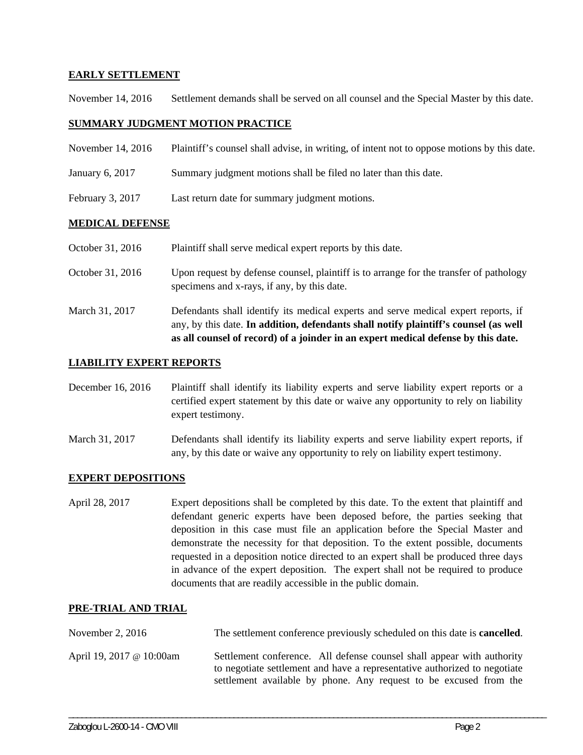**EARLY SETTLEMENT**

November 14, 2016 Settlement demands shall be served on all counsel and the Special Master by this date.

**SUMMARY JUDGMENT MOTION PRACTICE**

November 14, 2016 Plaintiff's counsel shall advise, in writing, of intent not to oppose motions by this date.

January 6, 2017 Summary judgment motions shall be filed no later than this date.

February 3, 2017 Last return date for summary judgment motions.

**MEDICAL DEFENSE**

October 31, 2016 Plaintiff shall serve medical expert reports by this date.

October 31, 2016 Upon request by defense counsel, plaintiff is to arrange for the transfer of pathology specimens and x-rays, if any, by this date.

March 31, 2017 Defendants shall identify its medical experts and serve medical expert reports, if any, by this date. **In addition, defendants shall notify plaintiff's counsel (as well as all counsel of record) of a joinder in an expert medical defense by this date.**

**LIABILITY EXPERT REPORTS**

December 16, 2016 Plaintiff shall identify its liability experts and serve liability expert reports or a certified expert statement by this date or waive any opportunity to rely on liability expert testimony.

March 31, 2017 Defendants shall identify its liability experts and serve liability expert reports, if any, by this date or waive any opportunity to rely on liability expert testimony.

**EXPERT DEPOSITIONS**

April 28, 2017 Expert depositions shall be completed by this date. To the extent that plaintiff and defendant generic experts have been deposed before, the parties seeking that deposition in this case must file an application before the Special Master and demonstrate the necessity for that deposition. To the extent possible, documents requested in a deposition notice directed to an expert shall be produced three days in advance of the expert deposition. The expert shall not be required to produce documents that are readily accessible in the public domain.

**PRE-TRIAL AND TRIAL**

November 2, 2016 The settlement conference previously scheduled on this date is **cancelled**.

April 19, 2017 @ 10:00am Settlement conference. All defense counsel shall appear with authority to negotiate settlement and have a representative authorized to negotiate settlement available by phone. Any request to be excused from the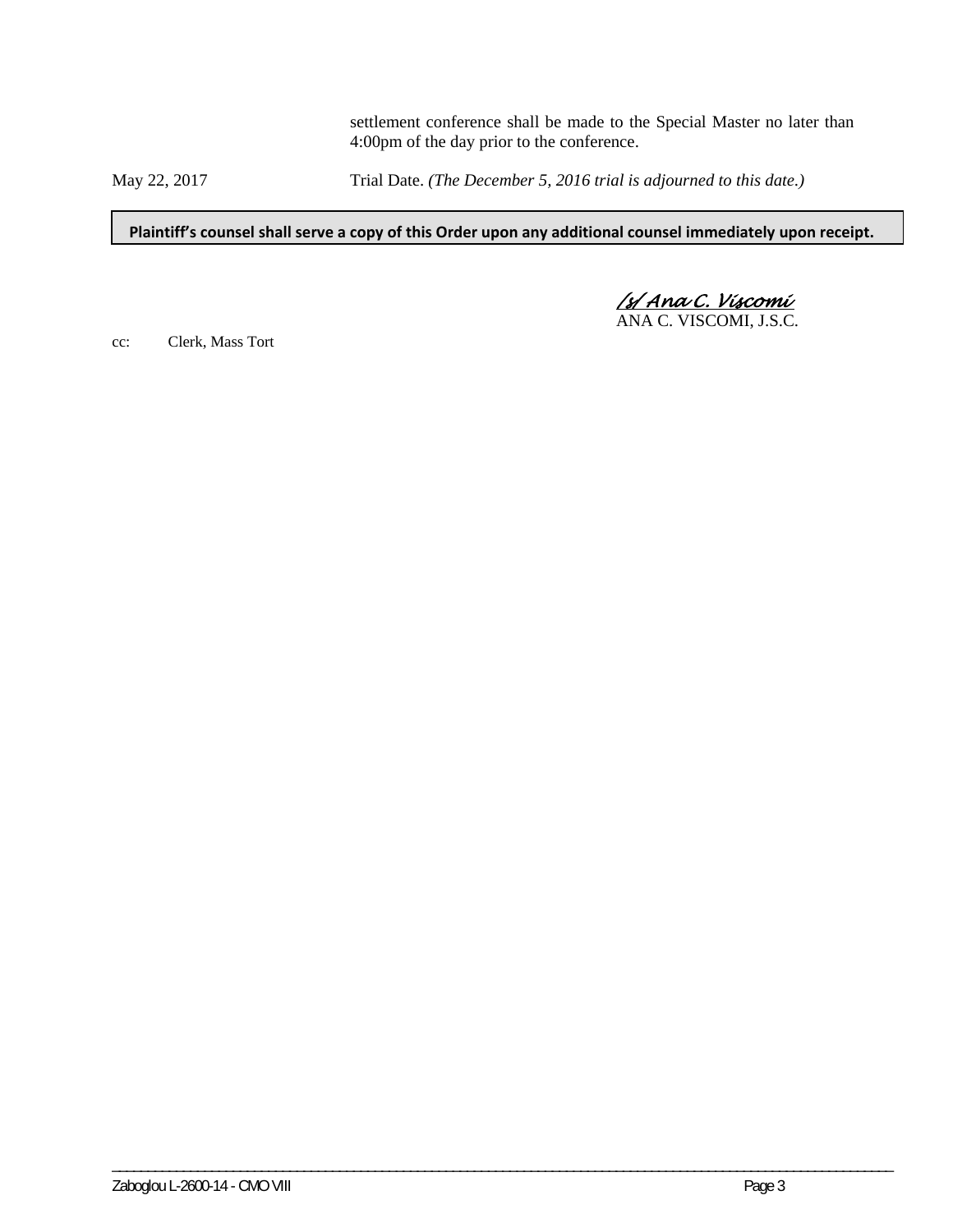| | |
|---|---|
| | settlement conference shall be made to the Special Master no later than 4:00pm of the day prior to the conference. |
| May 22, 2017 | Trial Date. *(The December 5, 2016 trial is adjourned to this date.)* |

**Plaintiff's counsel shall serve a copy of this Order upon any additional counsel immediately upon receipt.**

*/s/ Ana C. Viscomi*
ANA C. VISCOMI, J.S.C.

cc: Clerk, Mass Tort